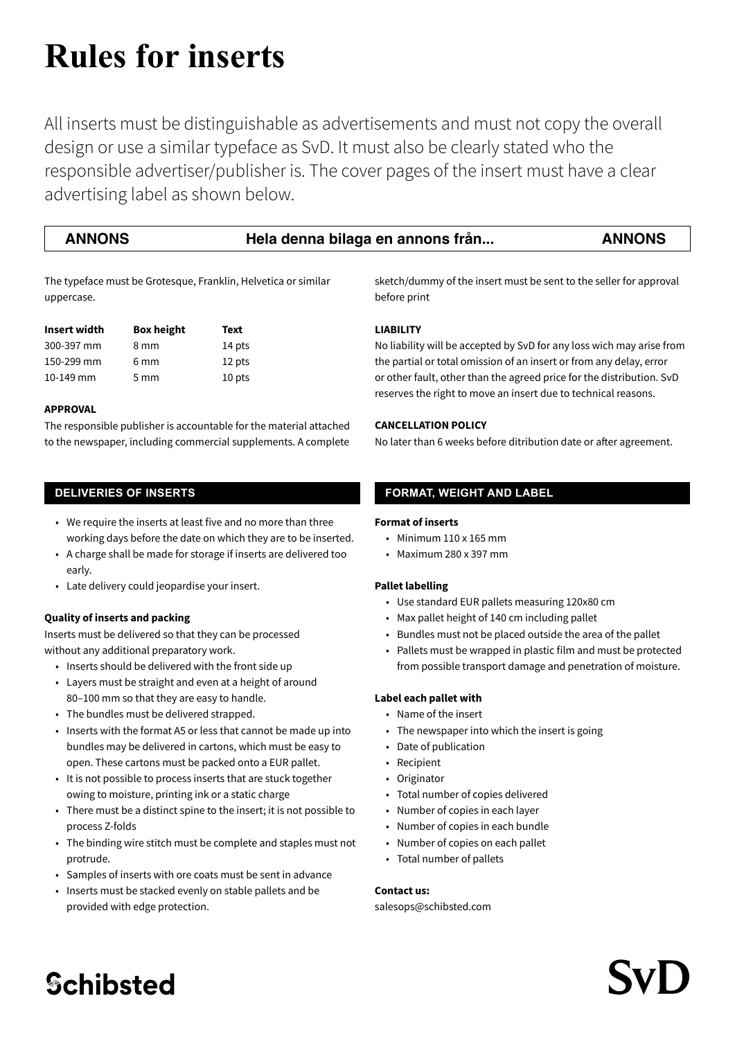# Rules for inserts

All inserts must be distinguishable as advertisements and must not copy the overall design or use a similar typeface as SvD. It must also be clearly stated who the responsible advertiser/publisher is. The cover pages of the insert must have a clear advertising label as shown below.

| ANNONS | Hela denna bilaga en annons från... | ANNONS |
|---|---|---|

The typeface must be Grotesque, Franklin, Helvetica or similar uppercase.

| Insert width | Box height | Text |
|---|---|---|
| 300-397 mm | 8 mm | 14 pts |
| 150-299 mm | 6 mm | 12 pts |
| 10-149 mm | 5 mm | 10 pts |

**APPROVAL**

The responsible publisher is accountable for the material attached to the newspaper, including commercial supplements. A complete sketch/dummy of the insert must be sent to the seller for approval before print

**LIABILITY**

No liability will be accepted by SvD for any loss wich may arise from the partial or total omission of an insert or from any delay, error or other fault, other than the agreed price for the distribution. SvD reserves the right to move an insert due to technical reasons.

**CANCELLATION POLICY**

No later than 6 weeks before ditribution date or after agreement.

## DELIVERIES OF INSERTS

- We require the inserts at least five and no more than three working days before the date on which they are to be inserted.
- A charge shall be made for storage if inserts are delivered too early.
- Late delivery could jeopardise your insert.

**Quality of inserts and packing**

Inserts must be delivered so that they can be processed without any additional preparatory work.

- Inserts should be delivered with the front side up
- Layers must be straight and even at a height of around 80–100 mm so that they are easy to handle.
- The bundles must be delivered strapped.
- Inserts with the format A5 or less that cannot be made up into bundles may be delivered in cartons, which must be easy to open. These cartons must be packed onto a EUR pallet.
- It is not possible to process inserts that are stuck together owing to moisture, printing ink or a static charge
- There must be a distinct spine to the insert; it is not possible to process Z-folds
- The binding wire stitch must be complete and staples must not protrude.
- Samples of inserts with ore coats must be sent in advance
- Inserts must be stacked evenly on stable pallets and be provided with edge protection.

## FORMAT, WEIGHT AND LABEL

**Format of inserts**

- Minimum 110 x 165 mm
- Maximum 280 x 397 mm

**Pallet labelling**

- Use standard EUR pallets measuring 120x80 cm
- Max pallet height of 140 cm including pallet
- Bundles must not be placed outside the area of the pallet
- Pallets must be wrapped in plastic film and must be protected from possible transport damage and penetration of moisture.

**Label each pallet with**

- Name of the insert
- The newspaper into which the insert is going
- Date of publication
- Recipient
- Originator
- Total number of copies delivered
- Number of copies in each layer
- Number of copies in each bundle
- Number of copies on each pallet
- Total number of pallets

**Contact us:**

salesops@schibsted.com

Schibsted

SvD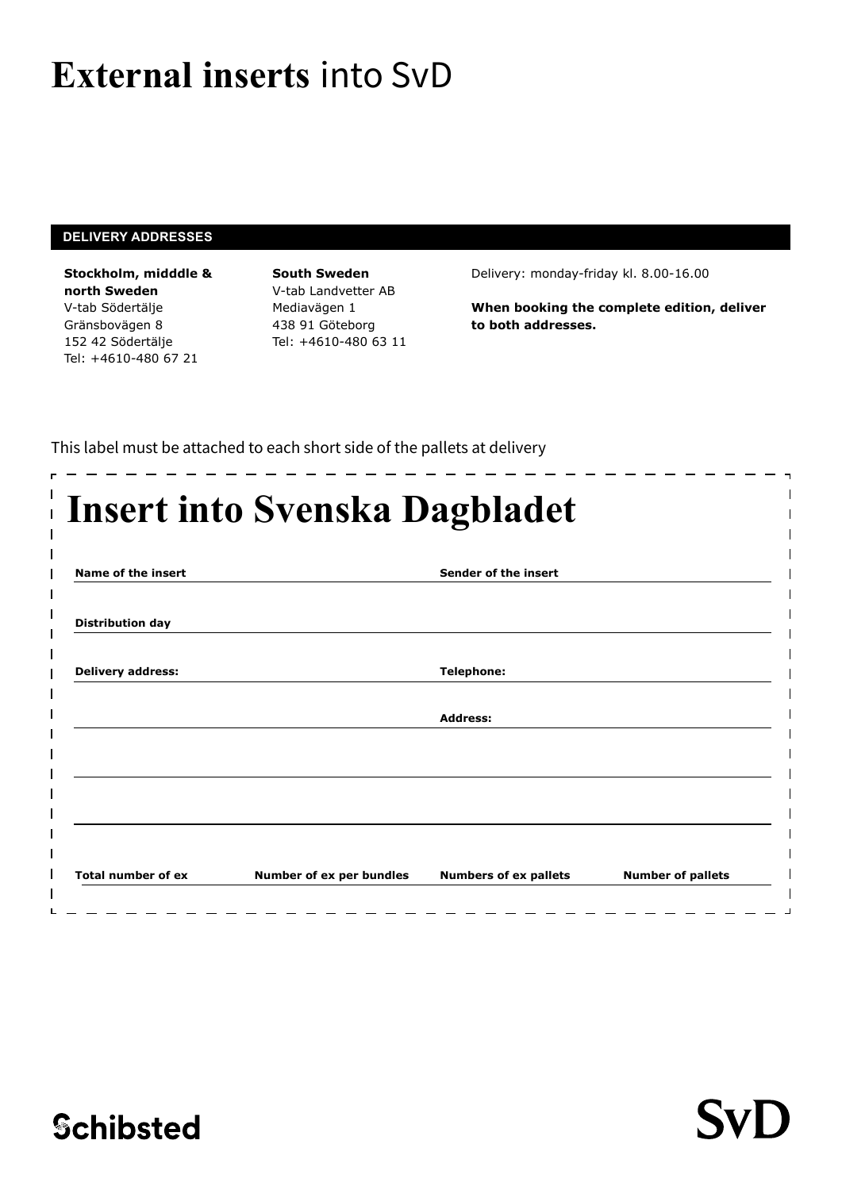# **External inserts** into SvD

## DELIVERY ADDRESSES

**Stockholm, midddle & north Sweden**
V-tab Södertälje
Gränsbovägen 8
152 42 Södertälje
Tel: +4610-480 67 21

**South Sweden**
V-tab Landvetter AB
Mediavägen 1
438 91 Göteborg
Tel: +4610-480 63 11

Delivery: monday-friday kl. 8.00-16.00

**When booking the complete edition, deliver to both addresses.**

This label must be attached to each short side of the pallets at delivery

# Insert into Svenska Dagbladet

**Name of the insert** ____________________ **Sender of the insert** ____________________

**Distribution day** ____________________

**Delivery address:** ____________________ **Telephone:** ____________________

**Address:** ____________________

| Total number of ex | Number of ex per bundles | Numbers of ex pallets | Number of pallets |
|---|---|---|---|
| | | | |